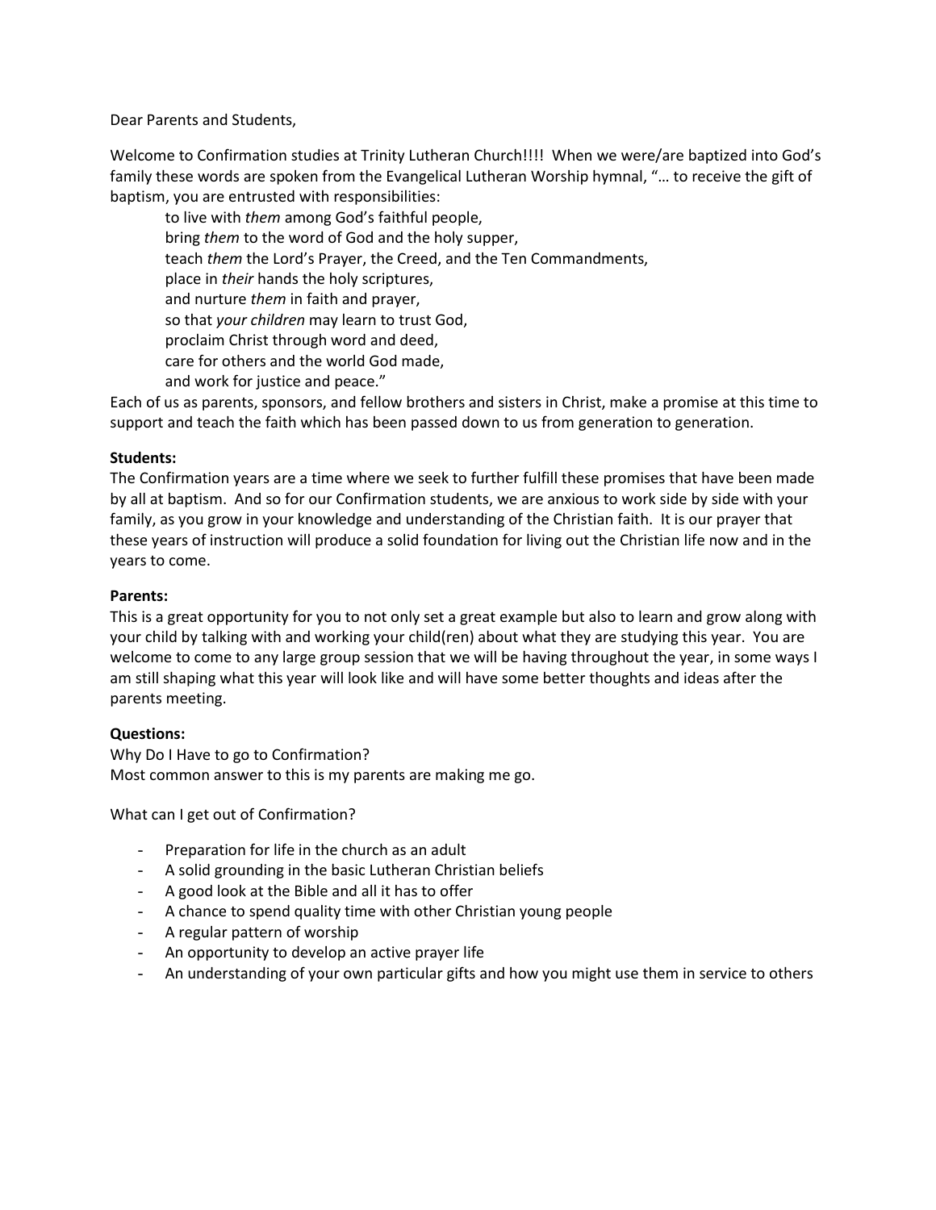Dear Parents and Students,

Welcome to Confirmation studies at Trinity Lutheran Church!!!! When we were/are baptized into God's family these words are spoken from the Evangelical Lutheran Worship hymnal, "… to receive the gift of baptism, you are entrusted with responsibilities:

> to live with *them* among God's faithful people,
> bring *them* to the word of God and the holy supper,
> teach *them* the Lord's Prayer, the Creed, and the Ten Commandments,
> place in *their* hands the holy scriptures,
> and nurture *them* in faith and prayer,
> so that *your children* may learn to trust God,
> proclaim Christ through word and deed,
> care for others and the world God made,
> and work for justice and peace."

Each of us as parents, sponsors, and fellow brothers and sisters in Christ, make a promise at this time to support and teach the faith which has been passed down to us from generation to generation.

**Students:**
The Confirmation years are a time where we seek to further fulfill these promises that have been made by all at baptism. And so for our Confirmation students, we are anxious to work side by side with your family, as you grow in your knowledge and understanding of the Christian faith. It is our prayer that these years of instruction will produce a solid foundation for living out the Christian life now and in the years to come.

**Parents:**
This is a great opportunity for you to not only set a great example but also to learn and grow along with your child by talking with and working your child(ren) about what they are studying this year. You are welcome to come to any large group session that we will be having throughout the year, in some ways I am still shaping what this year will look like and will have some better thoughts and ideas after the parents meeting.

**Questions:**
Why Do I Have to go to Confirmation?
Most common answer to this is my parents are making me go.

What can I get out of Confirmation?

- Preparation for life in the church as an adult
- A solid grounding in the basic Lutheran Christian beliefs
- A good look at the Bible and all it has to offer
- A chance to spend quality time with other Christian young people
- A regular pattern of worship
- An opportunity to develop an active prayer life
- An understanding of your own particular gifts and how you might use them in service to others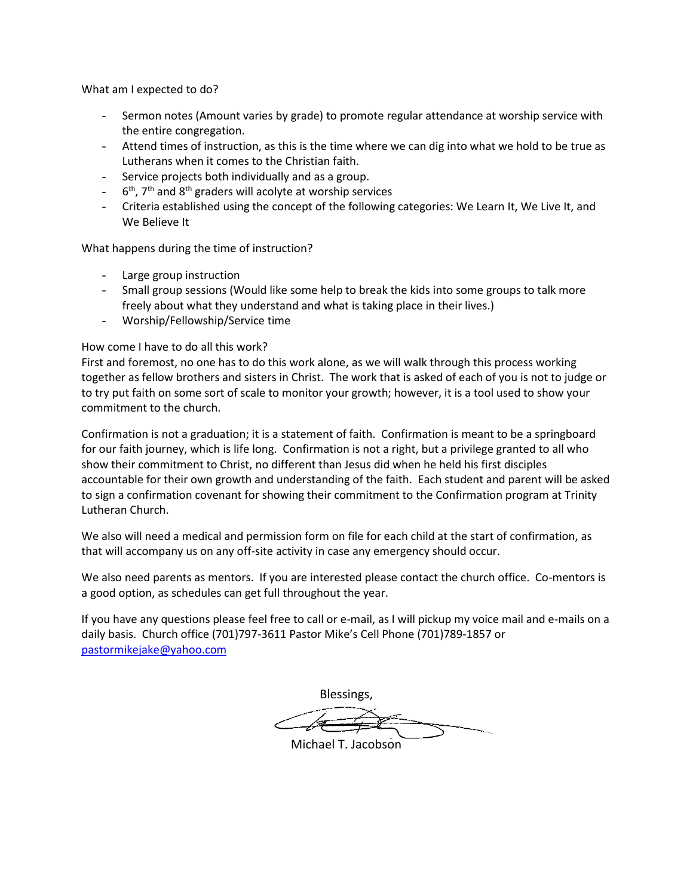What am I expected to do?

- Sermon notes (Amount varies by grade) to promote regular attendance at worship service with the entire congregation.
- Attend times of instruction, as this is the time where we can dig into what we hold to be true as Lutherans when it comes to the Christian faith.
- Service projects both individually and as a group.
- 6th, 7th and 8th graders will acolyte at worship services
- Criteria established using the concept of the following categories: We Learn It, We Live It, and We Believe It

What happens during the time of instruction?

- Large group instruction
- Small group sessions (Would like some help to break the kids into some groups to talk more freely about what they understand and what is taking place in their lives.)
- Worship/Fellowship/Service time

How come I have to do all this work?
First and foremost, no one has to do this work alone, as we will walk through this process working together as fellow brothers and sisters in Christ. The work that is asked of each of you is not to judge or to try put faith on some sort of scale to monitor your growth; however, it is a tool used to show your commitment to the church.

Confirmation is not a graduation; it is a statement of faith. Confirmation is meant to be a springboard for our faith journey, which is life long. Confirmation is not a right, but a privilege granted to all who show their commitment to Christ, no different than Jesus did when he held his first disciples accountable for their own growth and understanding of the faith. Each student and parent will be asked to sign a confirmation covenant for showing their commitment to the Confirmation program at Trinity Lutheran Church.

We also will need a medical and permission form on file for each child at the start of confirmation, as that will accompany us on any off-site activity in case any emergency should occur.

We also need parents as mentors. If you are interested please contact the church office. Co-mentors is a good option, as schedules can get full throughout the year.

If you have any questions please feel free to call or e-mail, as I will pickup my voice mail and e-mails on a daily basis. Church office (701)797-3611 Pastor Mike's Cell Phone (701)789-1857 or pastormikejake@yahoo.com

Blessings,

Michael T. Jacobson